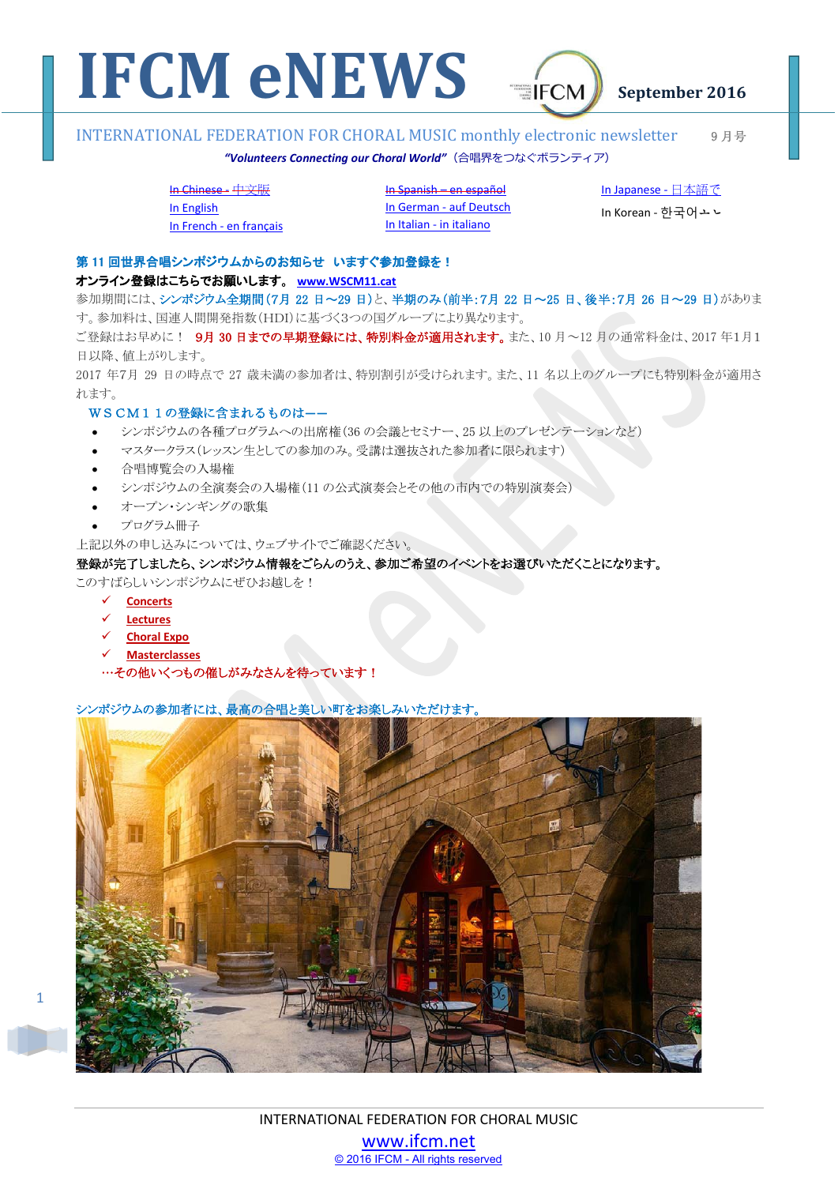# IFCM eNEWS

September 2016

INTERNATIONAL FEDERATION FOR CHORAL MUSIC monthly electronic newsletter　　9 月号

***"Volunteers Connecting our Choral World"***（合唱界をつなぐボランティア）

~~In Chinese - 中文版~~
In English
In French - en français
~~In Spanish – en español~~
In German - auf Deutsch
In Italian - in italiano
In Japanese - 日本語で
In Korean - 한국어ㅗㄴ

## 第 11 回世界合唱シンポジウムからのお知らせ　いますぐ参加登録を！

**オンライン登録はこちらでお願いします。 www.WSCM11.cat**

参加期間には、シンポジウム全期間（7月 22 日～29 日）と、半期のみ（前半：7月 22 日～25 日、後半：7月 26 日～29 日）があります。参加料は、国連人間開発指数（HDI）に基づく3つの国グループにより異なります。

ご登録はお早めに！　**9月 30 日までの早期登録には、特別料金が適用されます。**また、10 月～12 月の通常料金は、2017 年1月1日以降、値上がりします。

2017 年7月 29 日の時点で 27 歳未満の参加者は、特別割引が受けられます。また、11 名以上のグループにも特別料金が適用されます。

### ＷＳＣＭ１１の登録に含まれるものは――

- シンポジウムの各種プログラムへの出席権（36 の会議とセミナー、25 以上のプレゼンテーションなど）
- マスタークラス（レッスン生としての参加のみ。受講は選抜された参加者に限られます）
- 合唱博覧会の入場権
- シンポジウムの全演奏会の入場権（11 の公式演奏会とその他の市内での特別演奏会）
- オープン・シンギングの歌集
- プログラム冊子

上記以外の申し込みについては、ウェブサイトでご確認ください。

**登録が完了しましたら、シンポジウム情報をごらんのうえ、参加ご希望のイベントをお選びいただくことになります。**

このすばらしいシンポジウムにぜひお越しを！

- ✓ **Concerts**
- ✓ **Lectures**
- ✓ **Choral Expo**
- ✓ **Masterclasses**

…その他いくつもの催しがみなさんを待っています！

シンポジウムの参加者には、最高の合唱と美しい町をお楽しみいただけます。

INTERNATIONAL FEDERATION FOR CHORAL MUSIC
www.ifcm.net
© 2016 IFCM - All rights reserved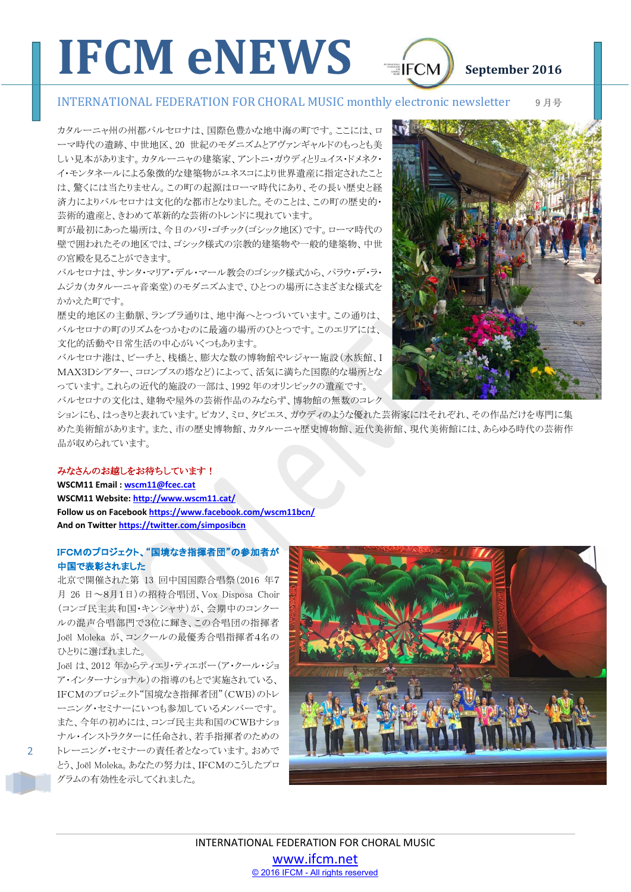# IFCM eNEWS

September 2016

INTERNATIONAL FEDERATION FOR CHORAL MUSIC monthly electronic newsletter　9月号

カタルーニャ州の州都バルセロナは、国際色豊かな地中海の町です。ここには、ローマ時代の遺跡、中世地区、20 世紀のモダニズムとアヴァンギャルドのもっとも美しい見本があります。カタルーニャの建築家、アントニ・ガウディとリュイス・ドメネク・イ・モンタネールによる象徴的な建築物がユネスコにより世界遺産に指定されたことは、驚くには当たりません。この町の起源はローマ時代にあり、その長い歴史と経済力によりバルセロナは文化的な都市となりました。そのことは、この町の歴史的・芸術的遺産と、きわめて革新的な芸術のトレンドに現れています。

町が最初にあった場所は、今日のバリ・ゴチック(ゴシック地区)です。ローマ時代の壁で囲われたその地区では、ゴシック様式の宗教的建築物や一般的建築物、中世の宮殿を見ることができます。

バルセロナは、サンタ・マリア・デル・マール教会のゴシック様式から、パラウ・デ・ラ・ムジカ(カタルーニャ音楽堂)のモダニズムまで、ひとつの場所にさまざまな様式をかかえた町です。

歴史的地区の主動脈、ランブラ通りは、地中海へとつづいています。この通りは、バルセロナの町のリズムをつかむのに最適の場所のひとつです。このエリアには、文化的活動や日常生活の中心がいくつもあります。

バルセロナ港は、ビーチと、桟橋と、膨大な数の博物館やレジャー施設(水族館、IMAX3Dシアター、コロンブスの塔など)によって、活気に満ちた国際的な場所となっています。これらの近代的施設の一部は、1992 年のオリンピックの遺産です。

バルセロナの文化は、建物や屋外の芸術作品のみならず、博物館の無数のコレクションにも、はっきりと表れています。ピカソ、ミロ、タピエス、ガウディのような優れた芸術家にはそれぞれ、その作品だけを専門に集めた美術館があります。また、市の歴史博物館、カタルーニャ歴史博物館、近代美術館、現代美術館には、あらゆる時代の芸術作品が収められています。

**みなさんのお越しをお待ちしています！**

**WSCM11 Email :** wscm11@fcec.cat
**WSCM11 Website:** http://www.wscm11.cat/
**Follow us on Facebook** https://www.facebook.com/wscm11bcn/
**And on Twitter** https://twitter.com/simposibcn

## IFCMのプロジェクト、"国境なき指揮者団"の参加者が中国で表彰されました

北京で開催された第 13 回中国国際合唱祭(2016 年7月 26 日～8月1日)の招待合唱団、Vox Disposa Choir(コンゴ民主共和国・キンシャサ)が、会期中のコンクールの混声合唱部門で3位に輝き、この合唱団の指揮者 Joël Moleka が、コンクールの最優秀合唱指揮者4名のひとりに選ばれました。

Joël は、2012 年からティエリ・ティエボー(ア・クール・ジョア・インターナショナル)の指導のもとで実施されている、IFCMのプロジェクト"国境なき指揮者団"(CWB)のトレーニング・セミナーにいつも参加しているメンバーです。また、今年の初めには、コンゴ民主共和国のCWBナショナル・インストラクターに任命され、若手指揮者のためのトレーニング・セミナーの責任者となっています。おめでとう、Joël Moleka。あなたの努力は、IFCMのこうしたプログラムの有効性を示してくれました。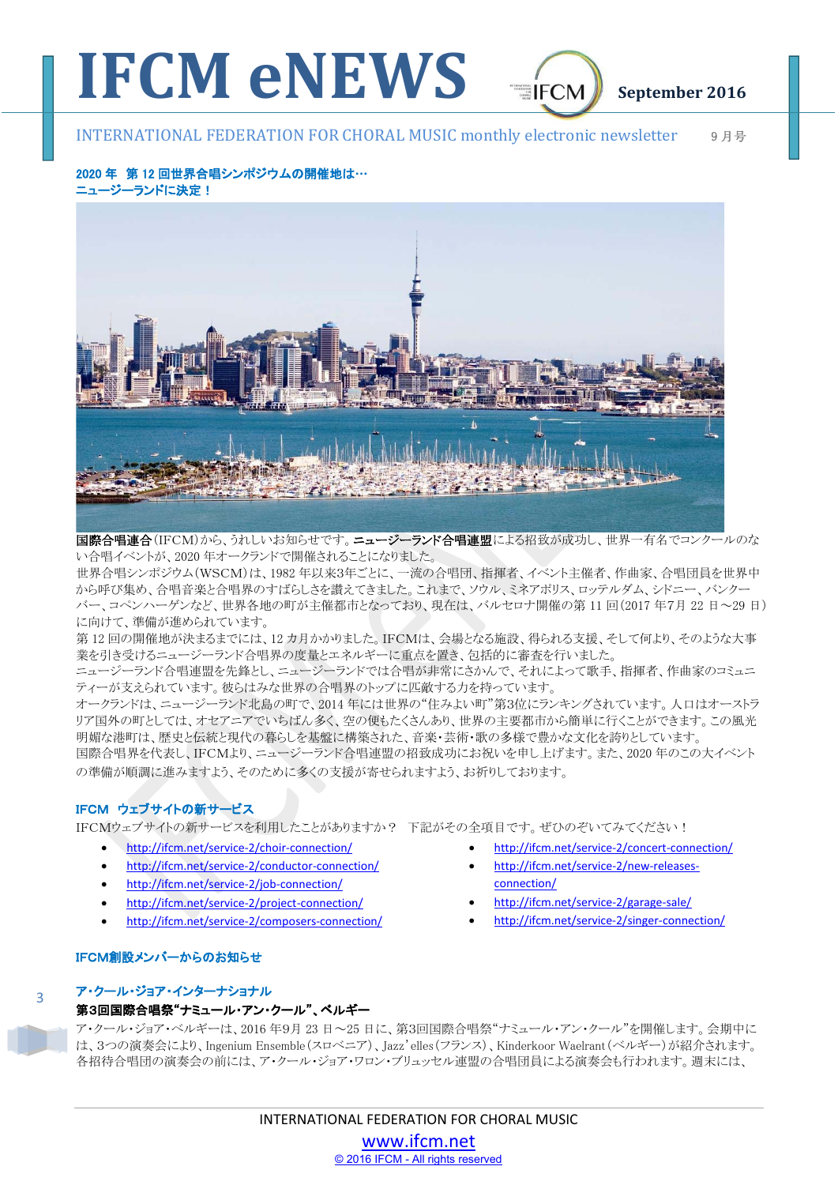## 2020 年 第 12 回世界合唱シンポジウムの開催地は…
## ニュージーランドに決定！

**国際合唱連合**(IFCM)から、うれしいお知らせです。**ニュージーランド合唱連盟**による招致が成功し、世界一有名でコンクールのない合唱イベントが、2020 年オークランドで開催されることになりました。
世界合唱シンポジウム(WSCM)は、1982 年以来3年ごとに、一流の合唱団、指揮者、イベント主催者、作曲家、合唱団員を世界中から呼び集め、合唱音楽と合唱界のすばらしさを讃えてきました。これまで、ソウル、ミネアポリス、ロッテルダム、シドニー、バンクーバー、コペンハーゲンなど、世界各地の町が主催都市となっており、現在は、バルセロナ開催の第 11 回(2017 年7月 22 日～29 日)に向けて、準備が進められています。
第 12 回の開催地が決まるまでには、12 カ月かかりました。IFCMは、会場となる施設、得られる支援、そして何より、そのような大事業を引き受けるニュージーランド合唱界の度量とエネルギーに重点を置き、包括的に審査を行いました。
ニュージーランド合唱連盟を先鋒とし、ニュージーランドでは合唱が非常にさかんで、それによって歌手、指揮者、作曲家のコミュニティーが支えられています。彼らはみな世界の合唱界のトップに匹敵する力を持っています。
オークランドは、ニュージーランド北島の町で、2014 年には世界の"住みよい町"第3位にランキングされています。人口はオーストラリア国外の町としては、オセアニアでいちばん多く、空の便もたくさんあり、世界の主要都市から簡単に行くことができます。この風光明媚な港町は、歴史と伝統と現代の暮らしを基盤に構築された、音楽・芸術・歌の多様で豊かな文化を誇りとしています。
国際合唱界を代表し、IFCMより、ニュージーランド合唱連盟の招致成功にお祝いを申し上げます。また、2020 年のこの大イベントの準備が順調に進みますよう、そのために多くの支援が寄せられますよう、お祈りしております。

## IFCM ウェブサイトの新サービス

IFCMウェブサイトの新サービスを利用したことがありますか？ 下記がその全項目です。ぜひのぞいてみてください！

- http://ifcm.net/service-2/choir-connection/
- http://ifcm.net/service-2/conductor-connection/
- http://ifcm.net/service-2/job-connection/
- http://ifcm.net/service-2/project-connection/
- http://ifcm.net/service-2/composers-connection/
- http://ifcm.net/service-2/concert-connection/
- http://ifcm.net/service-2/new-releases-connection/
- http://ifcm.net/service-2/garage-sale/
- http://ifcm.net/service-2/singer-connection/

## IFCM創設メンバーからのお知らせ

### ア・クール・ジョア・インターナショナル
### 第3回国際合唱祭"ナミュール・アン・クール"、ベルギー

ア・クール・ジョア・ベルギーは、2016 年9月 23 日～25 日に、第3回国際合唱祭"ナミュール・アン・クール"を開催します。会期中には、3つの演奏会により、Ingenium Ensemble(スロベニア)、Jazz'elles(フランス)、Kinderkoor Waelrant(ベルギー)が紹介されます。各招待合唱団の演奏会の前には、ア・クール・ジョア・ワロン・ブリュッセル連盟の合唱団員による演奏会も行われます。週末には、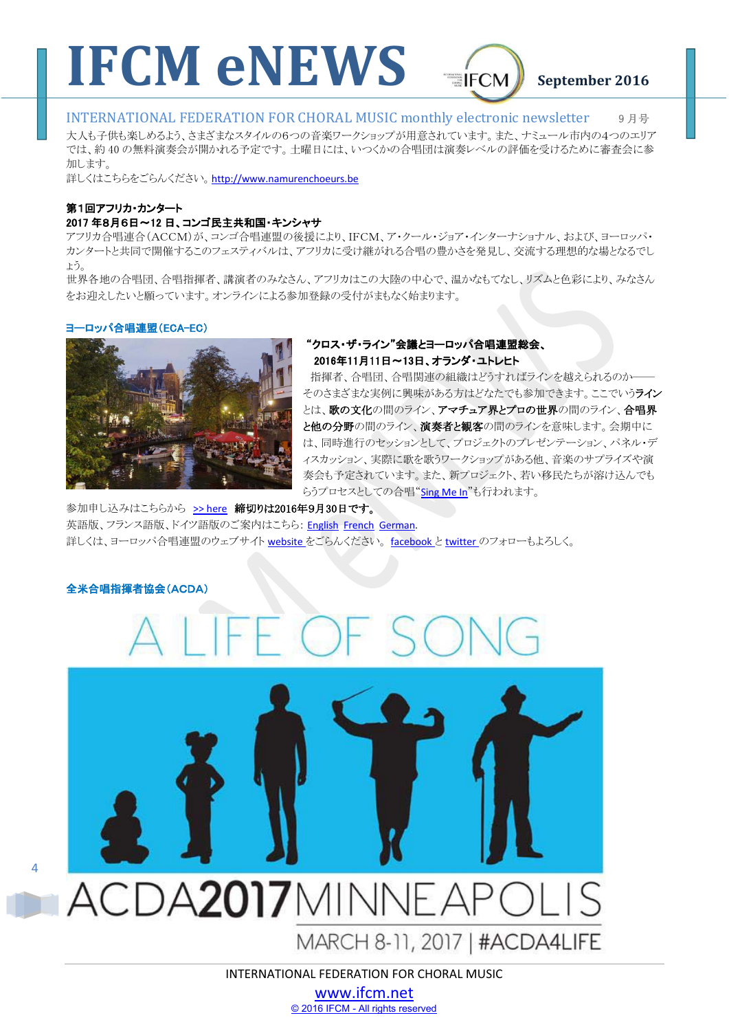大人も子供も楽しめるよう、さまざまなスタイルの6つの音楽ワークショップが用意されています。また、ナミュール市内の4つのエリアでは、約 40 の無料演奏会が開かれる予定です。土曜日には、いくつかの合唱団は演奏レベルの評価を受けるために審査会に参加します。
詳しくはこちらをごらんください。http://www.namurenchoeurs.be

**第1回アフリカ・カンタート**
**2017 年8月6日～12 日、コンゴ民主共和国・キンシャサ**
アフリカ合唱連合（ACCM）が、コンゴ合唱連盟の後援により、IFCM、ア・クール・ジョア・インターナショナル、および、ヨーロッパ・カンタートと共同で開催するこのフェスティバルは、アフリカに受け継がれる合唱の豊かさを発見し、交流する理想的な場となるでしょう。
世界各地の合唱団、合唱指揮者、講演者のみなさん、アフリカはこの大陸の中心で、温かなもてなし、リズムと色彩により、みなさんをお迎えしたいと願っています。オンラインによる参加登録の受付がまもなく始まります。

## ヨーロッパ合唱連盟（ECA-EC）

**“クロス・ザ・ライン”会議とヨーロッパ合唱連盟総会、**
**2016年11月11日～13日、オランダ・ユトレヒト**
指揮者、合唱団、合唱関連の組織はどうすればラインを越えられるのか――そのさまざまな実例に興味がある方はどなたでも参加できます。ここでいう**ライン**とは、**歌の文化**の間のライン、**アマチュア界とプロの世界**の間のライン、**合唱界と他の分野**の間のライン、**演奏者と観客**の間のラインを意味します。会期中には、同時進行のセッションとして、プロジェクトのプレゼンテーション、パネル・ディスカッション、実際に歌を歌うワークショップがある他、音楽のサプライズや演奏会も予定されています。また、新プロジェクト、若い移民たちが溶け込んでもらうプロセスとしての合唱“Sing Me In”も行われます。

参加申し込みはこちらから >> here **締切りは2016年9月30日です。**
英語版、フランス語版、ドイツ語版のご案内はこちら: English French German.
詳しくは、ヨーロッパ合唱連盟のウェブサイト website をごらんください。 facebook と twitter のフォローもよろしく。

## 全米合唱指揮者協会（ACDA）

A LIFE OF SONG
ACDA2017MINNEAPOLIS
MARCH 8-11, 2017 | #ACDA4LIFE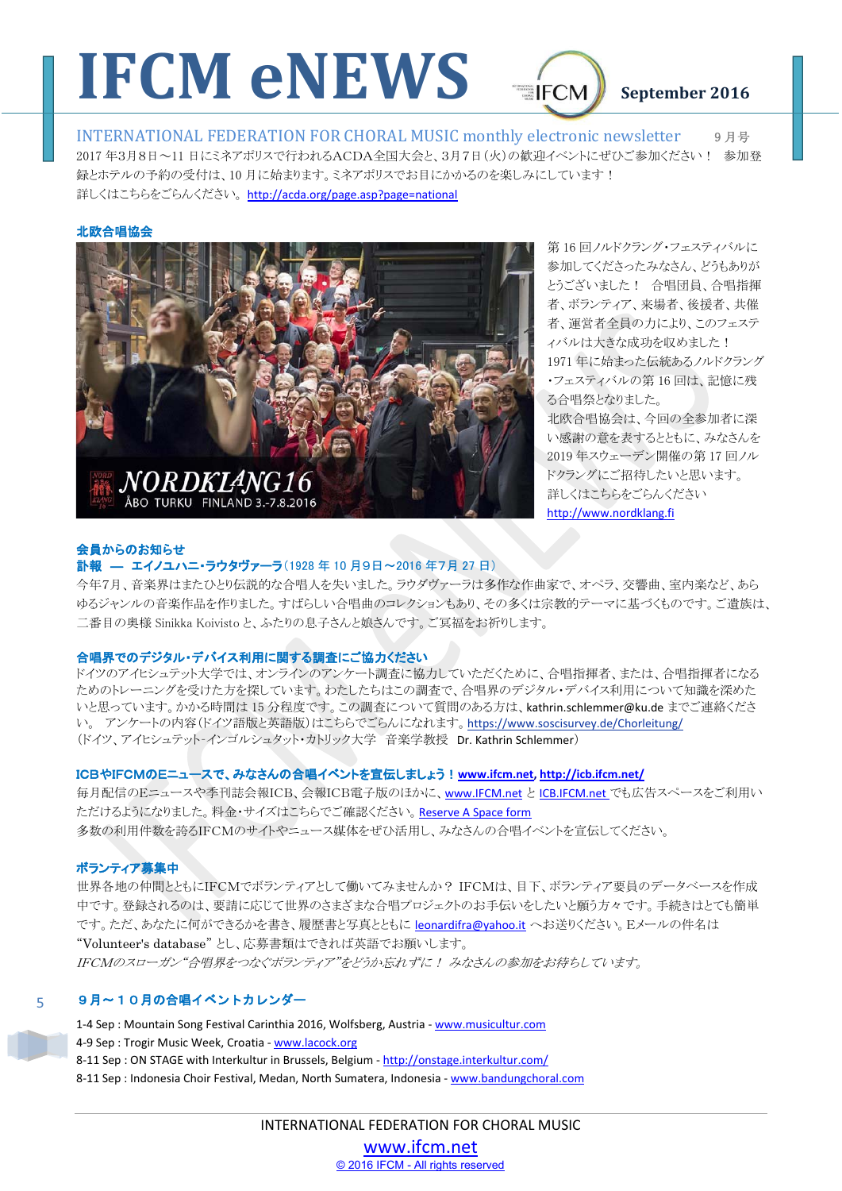# IFCM eNEWS

September 2016

INTERNATIONAL FEDERATION FOR CHORAL MUSIC monthly electronic newsletter　　９月号

2017 年3月8日〜11 日にミネアポリスで行われるACDA全国大会と、3月7日(火)の歓迎イベントにぜひご参加ください！　参加登録とホテルの予約の受付は、10 月に始まります。ミネアポリスでお目にかかるのを楽しみにしています！
詳しくはこちらをごらんください。http://acda.org/page.asp?page=national

## 北欧合唱協会

NORDKLANG16
ÅBO TURKU　FINLAND 3.-7.8.2016

第 16 回ノルドクラング・フェスティバルに参加してくださったみなさん、どうもありがとうございました！　合唱団員、合唱指揮者、ボランティア、来場者、後援者、共催者、運営者全員の力により、このフェスティバルは大きな成功を収めました！
1971 年に始まった伝統あるノルドクラング・フェスティバルの第 16 回は、記憶に残る合唱祭となりました。
北欧合唱協会は、今回の全参加者に深い感謝の意を表するとともに、みなさんを 2019 年スウェーデン開催の第 17 回ノルドクラングにご招待したいと思います。
詳しくはこちらをごらんください
http://www.nordklang.fi

## 会員からのお知らせ

### 訃報　―　エイノユハニ・ラウタヴァーラ（1928 年 10 月9日〜2016 年7月 27 日）

今年7月、音楽界はまたひとり伝説的な合唱人を失いました。ラウダヴァーラは多作な作曲家で、オペラ、交響曲、室内楽など、あらゆるジャンルの音楽作品を作りました。すばらしい合唱曲のコレクションもあり、その多くは宗教的テーマに基づくものです。ご遺族は、二番目の奥様 Sinikka Koivisto と、ふたりの息子さんと娘さんです。ご冥福をお祈りします。

### 合唱界でのデジタル・デバイス利用に関する調査にご協力ください

ドイツのアイヒシュテット大学では、オンラインのアンケート調査に協力していただくために、合唱指揮者、または、合唱指揮者になるためのトレーニングを受けた方を探しています。わたしたちはこの調査で、合唱界のデジタル・デバイス利用について知識を深めたいと思っています。かかる時間は 15 分程度です。この調査について質問のある方は、kathrin.schlemmer@ku.de までご連絡ください。　アンケートの内容(ドイツ語版と英語版)はこちらでごらんになれます。https://www.soscisurvey.de/Chorleitung/
（ドイツ、アイヒシュテット-インゴルシュタット・カトリック大学　音楽学教授　Dr. Kathrin Schlemmer）

### ICBやIFCMのEニュースで、みなさんの合唱イベントを宣伝しましょう！ www.ifcm.net, http://icb.ifcm.net/

毎月配信のEニュースや季刊誌会報ICB、会報ICB電子版のほかに、www.IFCM.net と ICB.IFCM.net でも広告スペースをご利用いただけるようになりました。料金・サイズはこちらでご確認ください。Reserve A Space form
多数の利用件数を誇るIFCMのサイトやニュース媒体をぜひ活用し、みなさんの合唱イベントを宣伝してください。

### ボランティア募集中

世界各地の仲間とともにIFCMでボランティアとして働いてみませんか？ IFCMは、目下、ボランティア要員のデータベースを作成中です。登録されるのは、要請に応じて世界のさまざまな合唱プロジェクトのお手伝いをしたいと願う方々です。手続きはとても簡単です。ただ、あなたに何ができるかを書き、履歴書と写真とともに leonardifra@yahoo.it へお送りください。Eメールの件名は "Volunteer's database" とし、応募書類はできれば英語でお願いします。
*IFCMのスローガン"合唱界をつなぐボランティア"をどうか忘れずに！ みなさんの参加をお待ちしています。*

## ９月〜１０月の合唱イベントカレンダー

1-4 Sep : Mountain Song Festival Carinthia 2016, Wolfsberg, Austria - www.musicultur.com
4-9 Sep : Trogir Music Week, Croatia - www.lacock.org
8-11 Sep : ON STAGE with Interkultur in Brussels, Belgium - http://onstage.interkultur.com/
8-11 Sep : Indonesia Choir Festival, Medan, North Sumatera, Indonesia - www.bandungchoral.com

INTERNATIONAL FEDERATION FOR CHORAL MUSIC
www.ifcm.net
© 2016 IFCM - All rights reserved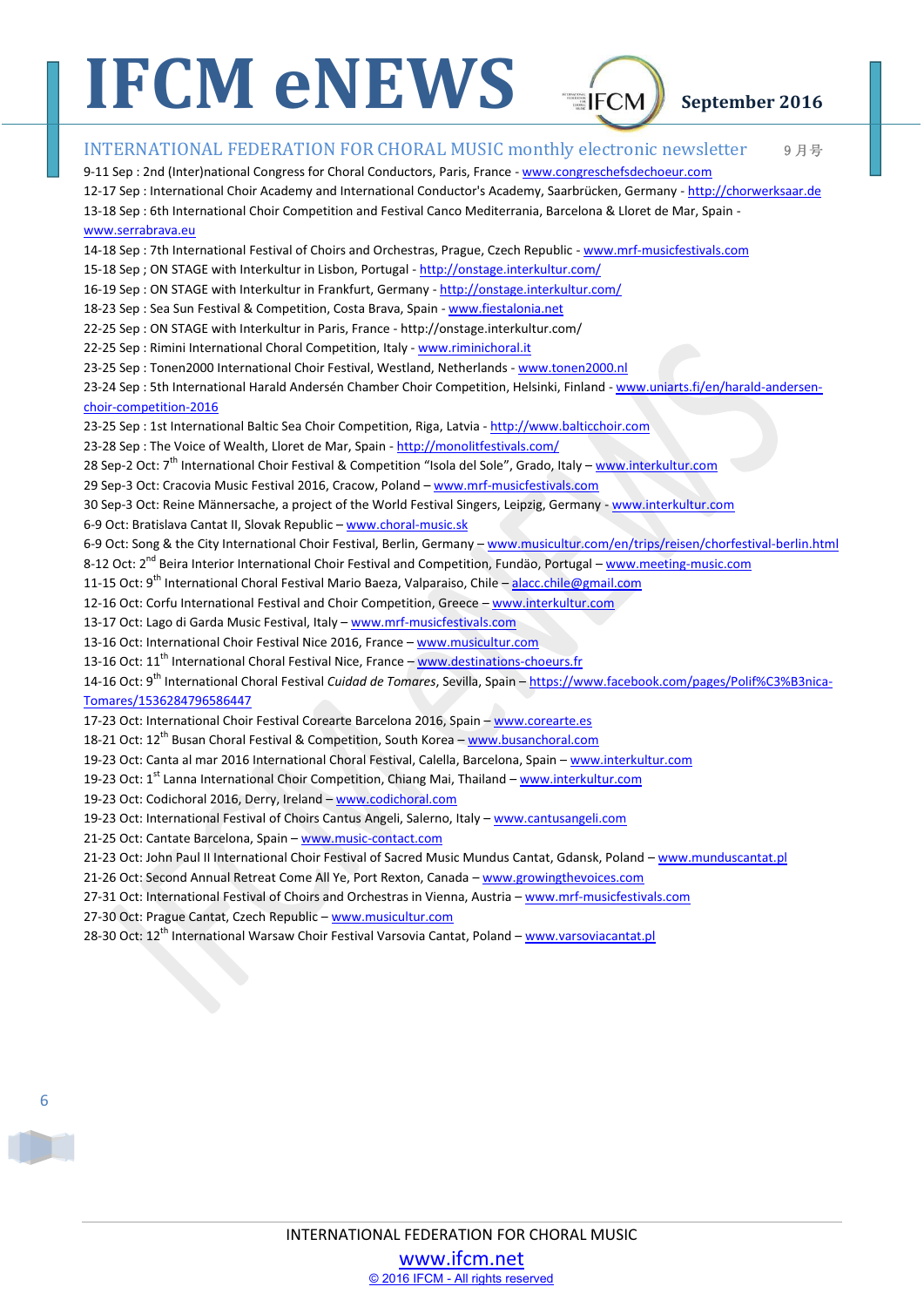9-11 Sep : 2nd (Inter)national Congress for Choral Conductors, Paris, France - www.congreschefsdechoeur.com
12-17 Sep : International Choir Academy and International Conductor's Academy, Saarbrücken, Germany - http://chorwerksaar.de
13-18 Sep : 6th International Choir Competition and Festival Canco Mediterrania, Barcelona & Lloret de Mar, Spain - www.serrabrava.eu
14-18 Sep : 7th International Festival of Choirs and Orchestras, Prague, Czech Republic - www.mrf-musicfestivals.com
15-18 Sep ; ON STAGE with Interkultur in Lisbon, Portugal - http://onstage.interkultur.com/
16-19 Sep : ON STAGE with Interkultur in Frankfurt, Germany - http://onstage.interkultur.com/
18-23 Sep : Sea Sun Festival & Competition, Costa Brava, Spain - www.fiestalonia.net
22-25 Sep : ON STAGE with Interkultur in Paris, France - http://onstage.interkultur.com/
22-25 Sep : Rimini International Choral Competition, Italy - www.riminichoral.it
23-25 Sep : Tonen2000 International Choir Festival, Westland, Netherlands - www.tonen2000.nl
23-24 Sep : 5th International Harald Andersén Chamber Choir Competition, Helsinki, Finland - www.uniarts.fi/en/harald-andersen-choir-competition-2016
23-25 Sep : 1st International Baltic Sea Choir Competition, Riga, Latvia - http://www.balticchoir.com
23-28 Sep : The Voice of Wealth, Lloret de Mar, Spain - http://monolitfestivals.com/
28 Sep-2 Oct: 7th International Choir Festival & Competition "Isola del Sole", Grado, Italy – www.interkultur.com
29 Sep-3 Oct: Cracovia Music Festival 2016, Cracow, Poland – www.mrf-musicfestivals.com
30 Sep-3 Oct: Reine Männersache, a project of the World Festival Singers, Leipzig, Germany - www.interkultur.com
6-9 Oct: Bratislava Cantat II, Slovak Republic – www.choral-music.sk
6-9 Oct: Song & the City International Choir Festival, Berlin, Germany – www.musicultur.com/en/trips/reisen/chorfestival-berlin.html
8-12 Oct: 2nd Beira Interior International Choir Festival and Competition, Fundão, Portugal – www.meeting-music.com
11-15 Oct: 9th International Choral Festival Mario Baeza, Valparaiso, Chile – alacc.chile@gmail.com
12-16 Oct: Corfu International Festival and Choir Competition, Greece – www.interkultur.com
13-17 Oct: Lago di Garda Music Festival, Italy – www.mrf-musicfestivals.com
13-16 Oct: International Choir Festival Nice 2016, France – www.musicultur.com
13-16 Oct: 11th International Choral Festival Nice, France – www.destinations-choeurs.fr
14-16 Oct: 9th International Choral Festival *Cuidad de Tomares*, Sevilla, Spain – https://www.facebook.com/pages/Polif%C3%B3nica-Tomares/1536284796586447
17-23 Oct: International Choir Festival Corearte Barcelona 2016, Spain – www.corearte.es
18-21 Oct: 12th Busan Choral Festival & Competition, South Korea – www.busanchoral.com
19-23 Oct: Canta al mar 2016 International Choral Festival, Calella, Barcelona, Spain – www.interkultur.com
19-23 Oct: 1st Lanna International Choir Competition, Chiang Mai, Thailand – www.interkultur.com
19-23 Oct: Codichoral 2016, Derry, Ireland – www.codichoral.com
19-23 Oct: International Festival of Choirs Cantus Angeli, Salerno, Italy – www.cantusangeli.com
21-25 Oct: Cantate Barcelona, Spain – www.music-contact.com
21-23 Oct: John Paul II International Choir Festival of Sacred Music Mundus Cantat, Gdansk, Poland – www.munduscantat.pl
21-26 Oct: Second Annual Retreat Come All Ye, Port Rexton, Canada – www.growingthevoices.com
27-31 Oct: International Festival of Choirs and Orchestras in Vienna, Austria – www.mrf-musicfestivals.com
27-30 Oct: Prague Cantat, Czech Republic – www.musicultur.com
28-30 Oct: 12th International Warsaw Choir Festival Varsovia Cantat, Poland – www.varsoviacantat.pl